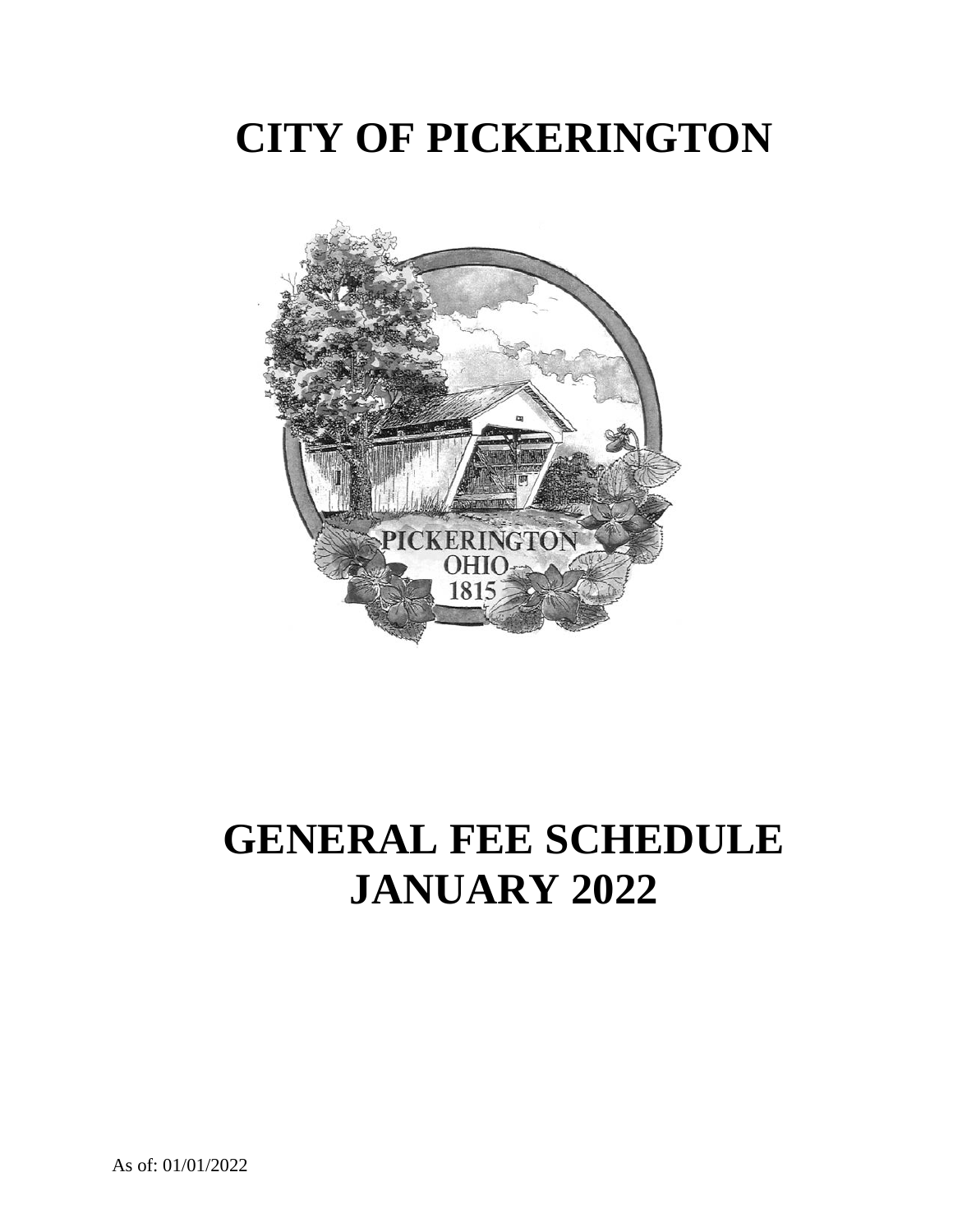# CITY OF PICKERINGTON

# GENERAL FEE SCHEDULE JANUARY 2022

As of: 01/01/2022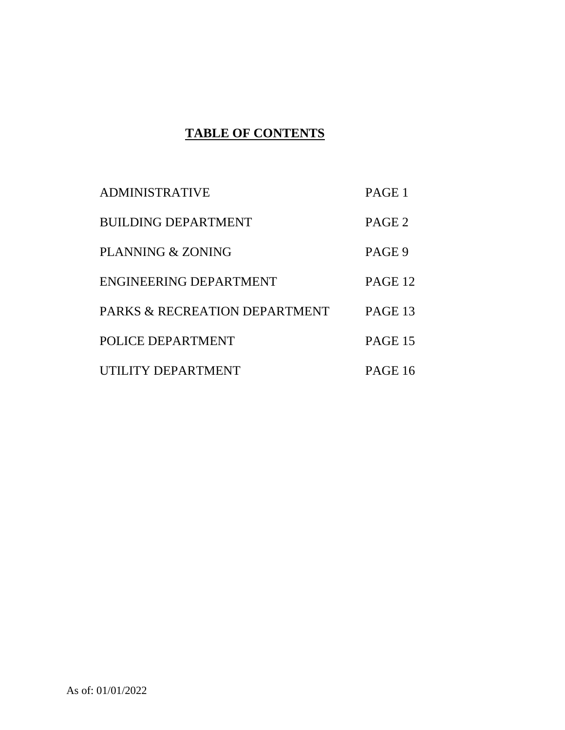# TABLE OF CONTENTS

| | |
|---|---|
| ADMINISTRATIVE | PAGE 1 |
| BUILDING DEPARTMENT | PAGE 2 |
| PLANNING & ZONING | PAGE 9 |
| ENGINEERING DEPARTMENT | PAGE 12 |
| PARKS & RECREATION DEPARTMENT | PAGE 13 |
| POLICE DEPARTMENT | PAGE 15 |
| UTILITY DEPARTMENT | PAGE 16 |

As of: 01/01/2022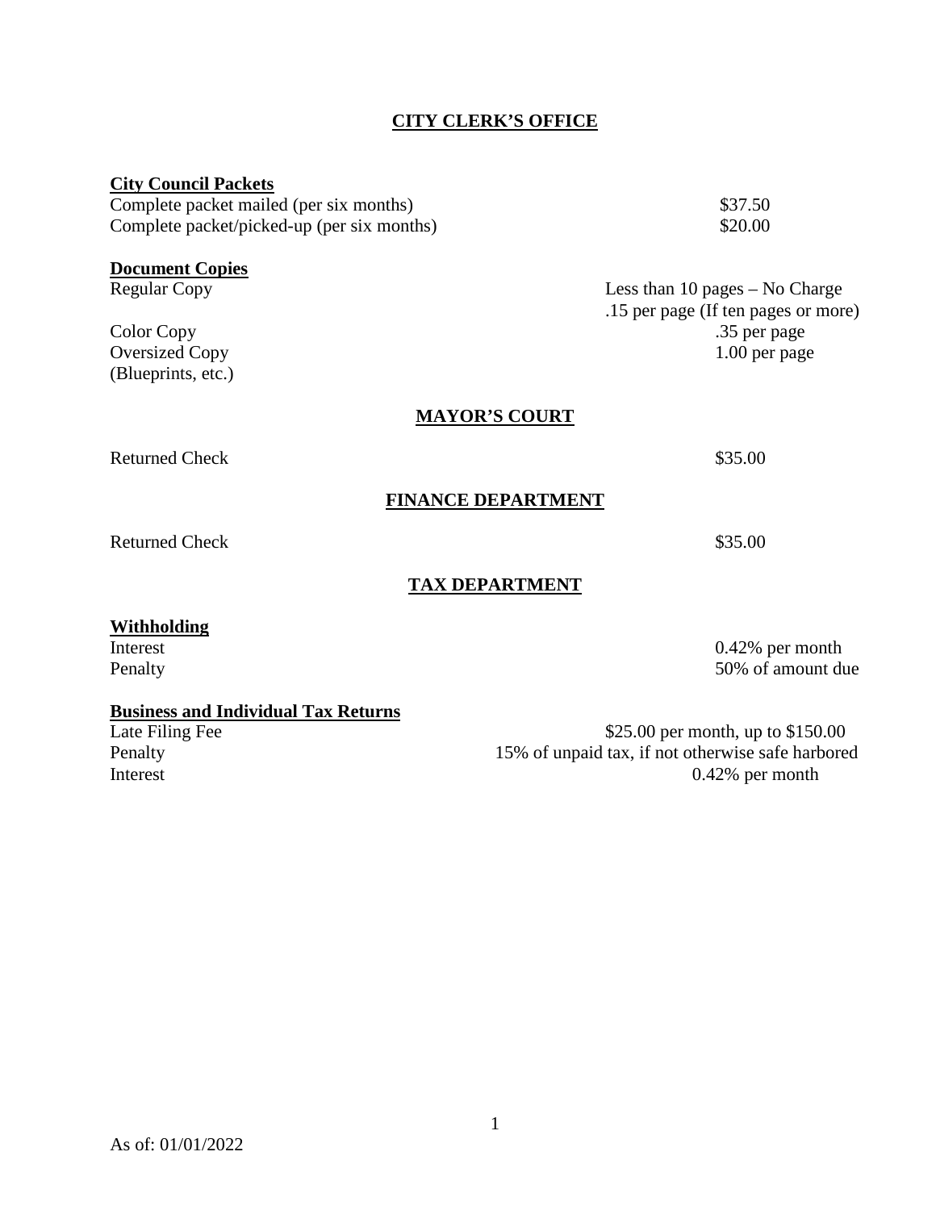## CITY CLERK'S OFFICE

**City Council Packets**

| | |
|---|---|
| Complete packet mailed (per six months) | $37.50 |
| Complete packet/picked-up (per six months) | $20.00 |

**Document Copies**

| | |
|---|---|
| Regular Copy | Less than 10 pages – No Charge<br>.15 per page (If ten pages or more) |
| Color Copy | .35 per page |
| Oversized Copy<br>(Blueprints, etc.) | 1.00 per page |

## MAYOR'S COURT

| | |
|---|---|
| Returned Check | $35.00 |

## FINANCE DEPARTMENT

| | |
|---|---|
| Returned Check | $35.00 |

## TAX DEPARTMENT

**Withholding**

| | |
|---|---|
| Interest | 0.42% per month |
| Penalty | 50% of amount due |

**Business and Individual Tax Returns**

| | |
|---|---|
| Late Filing Fee | $25.00 per month, up to $150.00 |
| Penalty | 15% of unpaid tax, if not otherwise safe harbored |
| Interest | 0.42% per month |

As of: 01/01/2022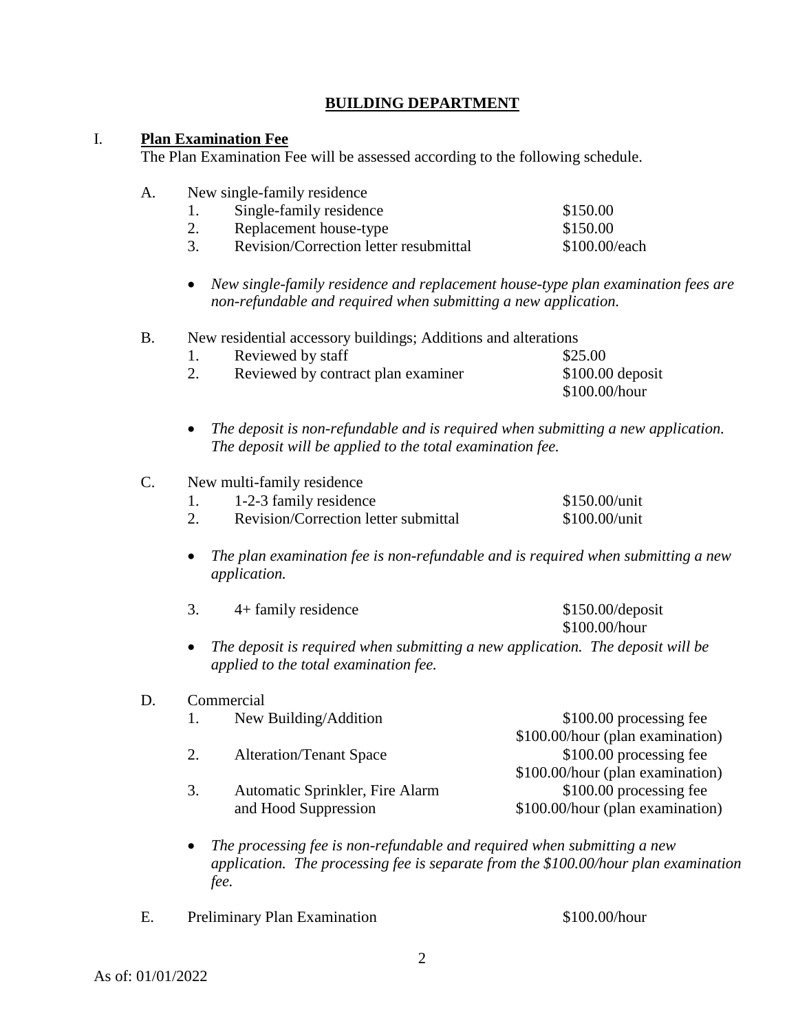## BUILDING DEPARTMENT

### I. Plan Examination Fee

The Plan Examination Fee will be assessed according to the following schedule.

A. New single-family residence

| | | |
|---|---|---|
| 1. | Single-family residence | $150.00 |
| 2. | Replacement house-type | $150.00 |
| 3. | Revision/Correction letter resubmittal | $100.00/each |

- *New single-family residence and replacement house-type plan examination fees are non-refundable and required when submitting a new application.*

B. New residential accessory buildings; Additions and alterations

| | | |
|---|---|---|
| 1. | Reviewed by staff | $25.00 |
| 2. | Reviewed by contract plan examiner | $100.00 deposit<br>$100.00/hour |

- *The deposit is non-refundable and is required when submitting a new application. The deposit will be applied to the total examination fee.*

C. New multi-family residence

| | | |
|---|---|---|
| 1. | 1-2-3 family residence | $150.00/unit |
| 2. | Revision/Correction letter submittal | $100.00/unit |

- *The plan examination fee is non-refundable and is required when submitting a new application.*

| | | |
|---|---|---|
| 3. | 4+ family residence | $150.00/deposit<br>$100.00/hour |

- *The deposit is required when submitting a new application. The deposit will be applied to the total examination fee.*

D. Commercial

| | | |
|---|---|---|
| 1. | New Building/Addition | $100.00 processing fee<br>$100.00/hour (plan examination) |
| 2. | Alteration/Tenant Space | $100.00 processing fee<br>$100.00/hour (plan examination) |
| 3. | Automatic Sprinkler, Fire Alarm and Hood Suppression | $100.00 processing fee<br>$100.00/hour (plan examination) |

- *The processing fee is non-refundable and required when submitting a new application. The processing fee is separate from the $100.00/hour plan examination fee.*

E. Preliminary Plan Examination — $100.00/hour

As of: 01/01/2022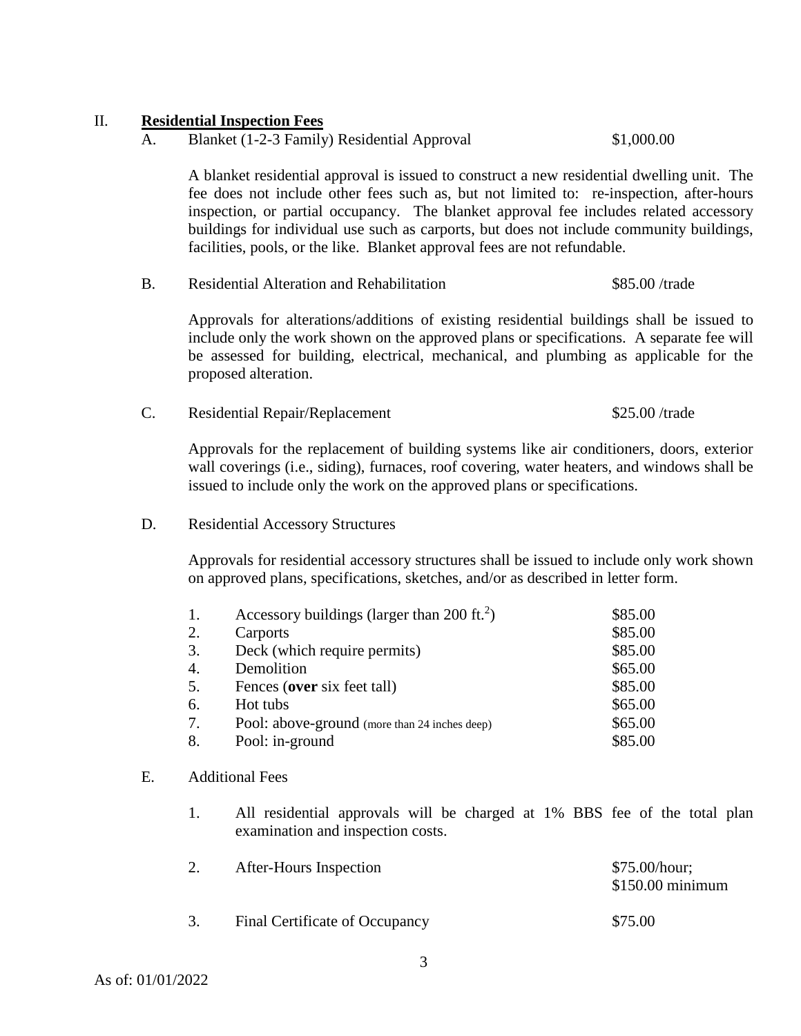## II. Residential Inspection Fees

A. Blanket (1-2-3 Family) Residential Approval — $1,000.00

A blanket residential approval is issued to construct a new residential dwelling unit. The fee does not include other fees such as, but not limited to: re-inspection, after-hours inspection, or partial occupancy. The blanket approval fee includes related accessory buildings for individual use such as carports, but does not include community buildings, facilities, pools, or the like. Blanket approval fees are not refundable.

B. Residential Alteration and Rehabilitation — $85.00 /trade

Approvals for alterations/additions of existing residential buildings shall be issued to include only the work shown on the approved plans or specifications. A separate fee will be assessed for building, electrical, mechanical, and plumbing as applicable for the proposed alteration.

C. Residential Repair/Replacement — $25.00 /trade

Approvals for the replacement of building systems like air conditioners, doors, exterior wall coverings (i.e., siding), furnaces, roof covering, water heaters, and windows shall be issued to include only the work on the approved plans or specifications.

D. Residential Accessory Structures

Approvals for residential accessory structures shall be issued to include only work shown on approved plans, specifications, sketches, and/or as described in letter form.

| | Item | Fee |
|---|---|---|
| 1. | Accessory buildings (larger than 200 ft.$^2$) | $85.00 |
| 2. | Carports | $85.00 |
| 3. | Deck (which require permits) | $85.00 |
| 4. | Demolition | $65.00 |
| 5. | Fences (**over** six feet tall) | $85.00 |
| 6. | Hot tubs | $65.00 |
| 7. | Pool: above-ground (more than 24 inches deep) | $65.00 |
| 8. | Pool: in-ground | $85.00 |

E. Additional Fees

1. All residential approvals will be charged at 1% BBS fee of the total plan examination and inspection costs.
2. After-Hours Inspection — $75.00/hour; $150.00 minimum
3. Final Certificate of Occupancy — $75.00

As of: 01/01/2022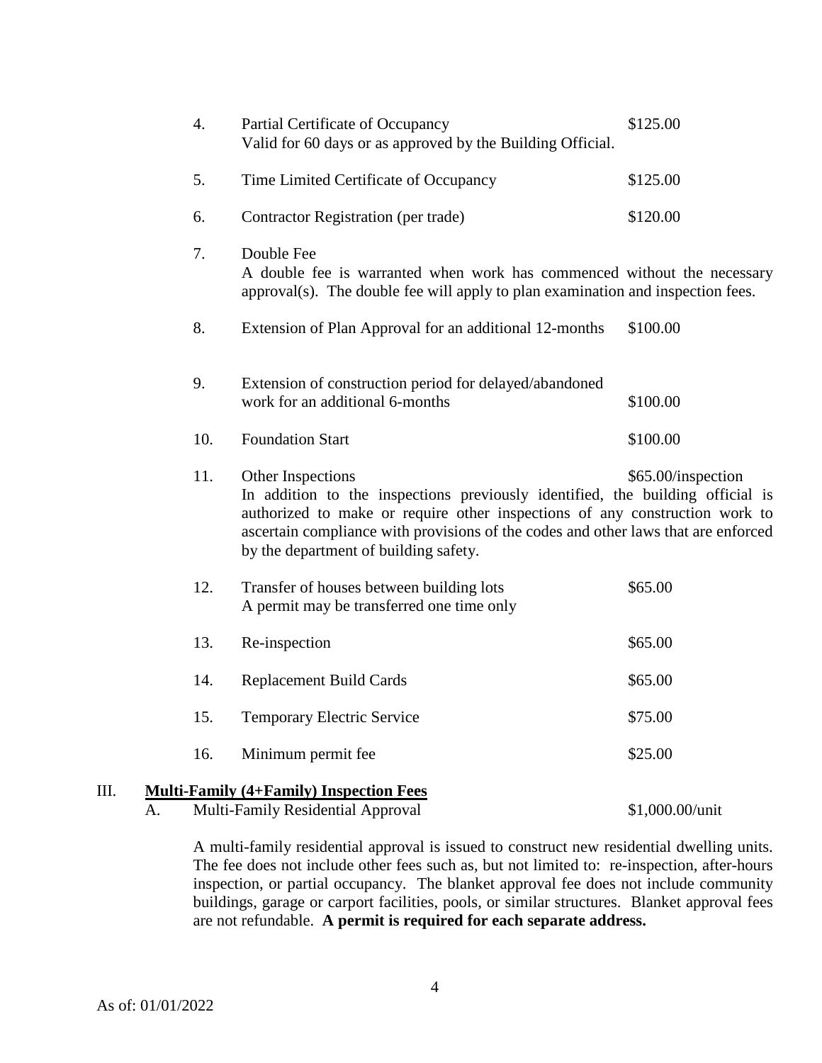4. Partial Certificate of Occupancy — $125.00
   Valid for 60 days or as approved by the Building Official.

5. Time Limited Certificate of Occupancy — $125.00

6. Contractor Registration (per trade) — $120.00

7. Double Fee
   A double fee is warranted when work has commenced without the necessary approval(s). The double fee will apply to plan examination and inspection fees.

8. Extension of Plan Approval for an additional 12-months — $100.00

9. Extension of construction period for delayed/abandoned work for an additional 6-months — $100.00

10. Foundation Start — $100.00

11. Other Inspections — $65.00/inspection
    In addition to the inspections previously identified, the building official is authorized to make or require other inspections of any construction work to ascertain compliance with provisions of the codes and other laws that are enforced by the department of building safety.

12. Transfer of houses between building lots — $65.00
    A permit may be transferred one time only

13. Re-inspection — $65.00

14. Replacement Build Cards — $65.00

15. Temporary Electric Service — $75.00

16. Minimum permit fee — $25.00

## III. Multi-Family (4+Family) Inspection Fees

A. Multi-Family Residential Approval — $1,000.00/unit

A multi-family residential approval is issued to construct new residential dwelling units. The fee does not include other fees such as, but not limited to: re-inspection, after-hours inspection, or partial occupancy. The blanket approval fee does not include community buildings, garage or carport facilities, pools, or similar structures. Blanket approval fees are not refundable. **A permit is required for each separate address.**

As of: 01/01/2022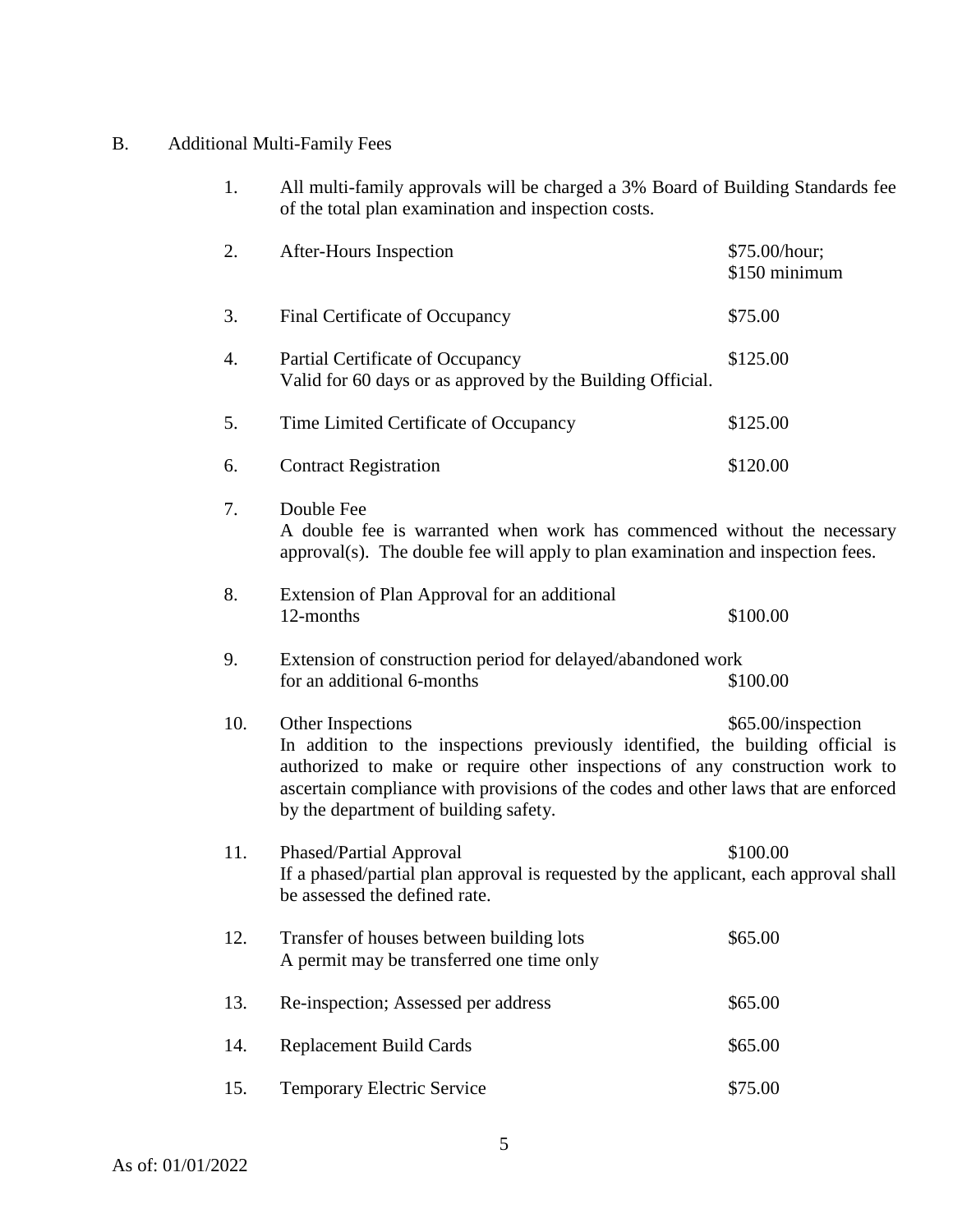## B. Additional Multi-Family Fees

1. All multi-family approvals will be charged a 3% Board of Building Standards fee of the total plan examination and inspection costs.

2. After-Hours Inspection — $75.00/hour; $150 minimum

3. Final Certificate of Occupancy — $75.00

4. Partial Certificate of Occupancy — $125.00
   Valid for 60 days or as approved by the Building Official.

5. Time Limited Certificate of Occupancy — $125.00

6. Contract Registration — $120.00

7. Double Fee
   A double fee is warranted when work has commenced without the necessary approval(s). The double fee will apply to plan examination and inspection fees.

8. Extension of Plan Approval for an additional 12-months — $100.00

9. Extension of construction period for delayed/abandoned work for an additional 6-months — $100.00

10. Other Inspections — $65.00/inspection
    In addition to the inspections previously identified, the building official is authorized to make or require other inspections of any construction work to ascertain compliance with provisions of the codes and other laws that are enforced by the department of building safety.

11. Phased/Partial Approval — $100.00
    If a phased/partial plan approval is requested by the applicant, each approval shall be assessed the defined rate.

12. Transfer of houses between building lots — $65.00
    A permit may be transferred one time only

13. Re-inspection; Assessed per address — $65.00

14. Replacement Build Cards — $65.00

15. Temporary Electric Service — $75.00

As of: 01/01/2022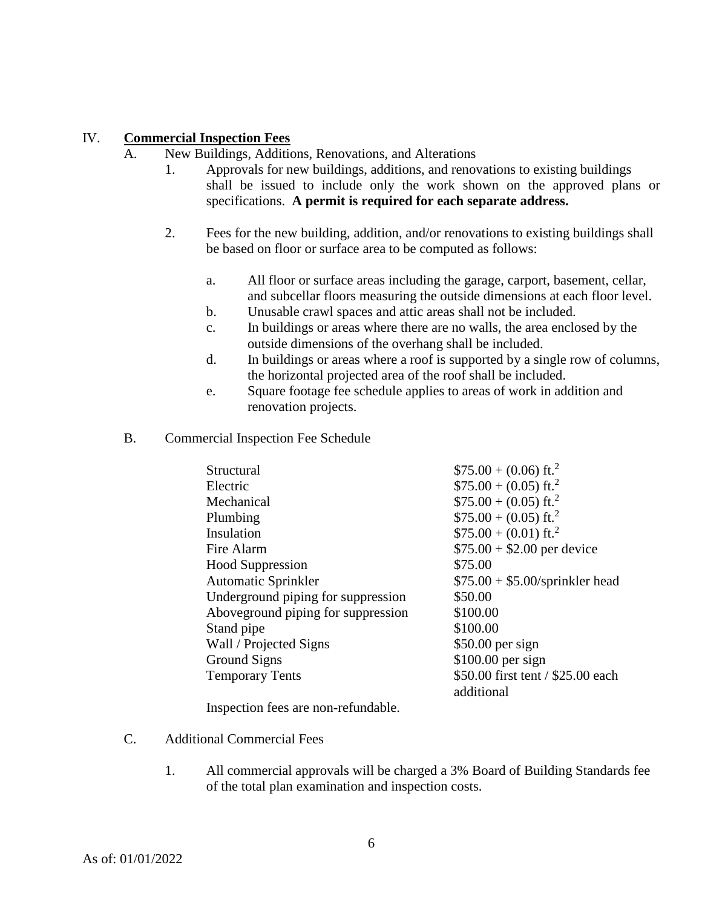## IV. **Commercial Inspection Fees**

A. New Buildings, Additions, Renovations, and Alterations

1. Approvals for new buildings, additions, and renovations to existing buildings shall be issued to include only the work shown on the approved plans or specifications. **A permit is required for each separate address.**

2. Fees for the new building, addition, and/or renovations to existing buildings shall be based on floor or surface area to be computed as follows:

   a. All floor or surface areas including the garage, carport, basement, cellar, and subcellar floors measuring the outside dimensions at each floor level.
   b. Unusable crawl spaces and attic areas shall not be included.
   c. In buildings or areas where there are no walls, the area enclosed by the outside dimensions of the overhang shall be included.
   d. In buildings or areas where a roof is supported by a single row of columns, the horizontal projected area of the roof shall be included.
   e. Square footage fee schedule applies to areas of work in addition and renovation projects.

B. Commercial Inspection Fee Schedule

| | |
|---|---|
| Structural | $75.00 + (0.06) ft.$^2$ |
| Electric | $75.00 + (0.05) ft.$^2$ |
| Mechanical | $75.00 + (0.05) ft.$^2$ |
| Plumbing | $75.00 + (0.05) ft.$^2$ |
| Insulation | $75.00 + (0.01) ft.$^2$ |
| Fire Alarm | $75.00 + $2.00 per device |
| Hood Suppression | $75.00 |
| Automatic Sprinkler | $75.00 + $5.00/sprinkler head |
| Underground piping for suppression | $50.00 |
| Aboveground piping for suppression | $100.00 |
| Stand pipe | $100.00 |
| Wall / Projected Signs | $50.00 per sign |
| Ground Signs | $100.00 per sign |
| Temporary Tents | $50.00 first tent / $25.00 each additional |

Inspection fees are non-refundable.

C. Additional Commercial Fees

1. All commercial approvals will be charged a 3% Board of Building Standards fee of the total plan examination and inspection costs.

As of: 01/01/2022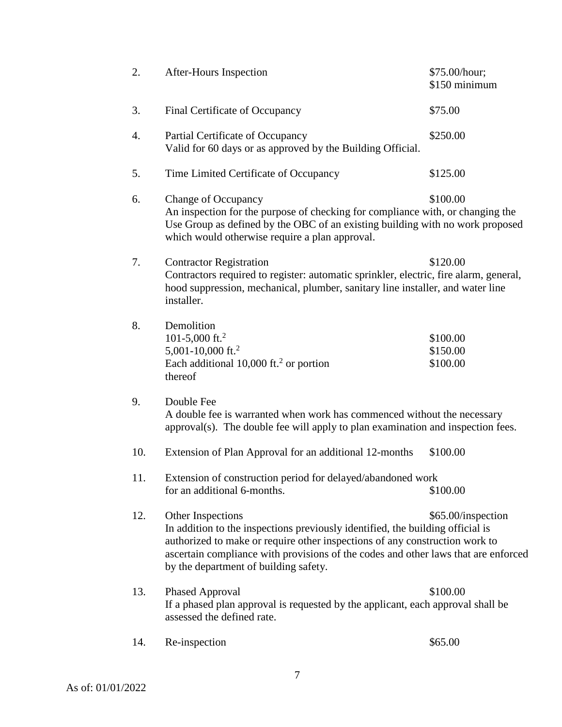2. After-Hours Inspection — $75.00/hour; $150 minimum

3. Final Certificate of Occupancy — $75.00

4. Partial Certificate of Occupancy — $250.00
   Valid for 60 days or as approved by the Building Official.

5. Time Limited Certificate of Occupancy — $125.00

6. Change of Occupancy — $100.00
   An inspection for the purpose of checking for compliance with, or changing the Use Group as defined by the OBC of an existing building with no work proposed which would otherwise require a plan approval.

7. Contractor Registration — $120.00
   Contractors required to register: automatic sprinkler, electric, fire alarm, general, hood suppression, mechanical, plumber, sanitary line installer, and water line installer.

8. Demolition

| | |
|---|---|
| 101-5,000 ft.$^2$ | $100.00 |
| 5,001-10,000 ft.$^2$ | $150.00 |
| Each additional 10,000 ft.$^2$ or portion thereof | $100.00 |

9. Double Fee
   A double fee is warranted when work has commenced without the necessary approval(s). The double fee will apply to plan examination and inspection fees.

10. Extension of Plan Approval for an additional 12-months — $100.00

11. Extension of construction period for delayed/abandoned work for an additional 6-months. — $100.00

12. Other Inspections — $65.00/inspection
    In addition to the inspections previously identified, the building official is authorized to make or require other inspections of any construction work to ascertain compliance with provisions of the codes and other laws that are enforced by the department of building safety.

13. Phased Approval — $100.00
    If a phased plan approval is requested by the applicant, each approval shall be assessed the defined rate.

14. Re-inspection — $65.00

As of: 01/01/2022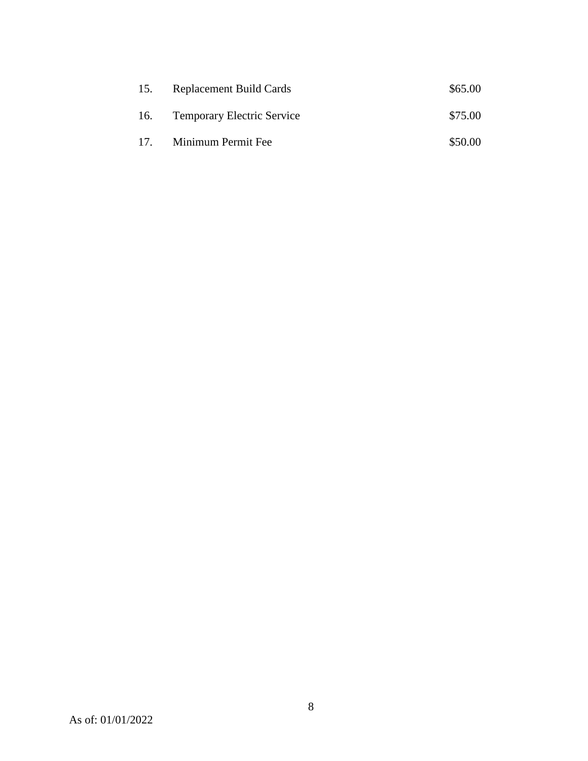15. Replacement Build Cards $65.00

16. Temporary Electric Service $75.00

17. Minimum Permit Fee $50.00

As of: 01/01/2022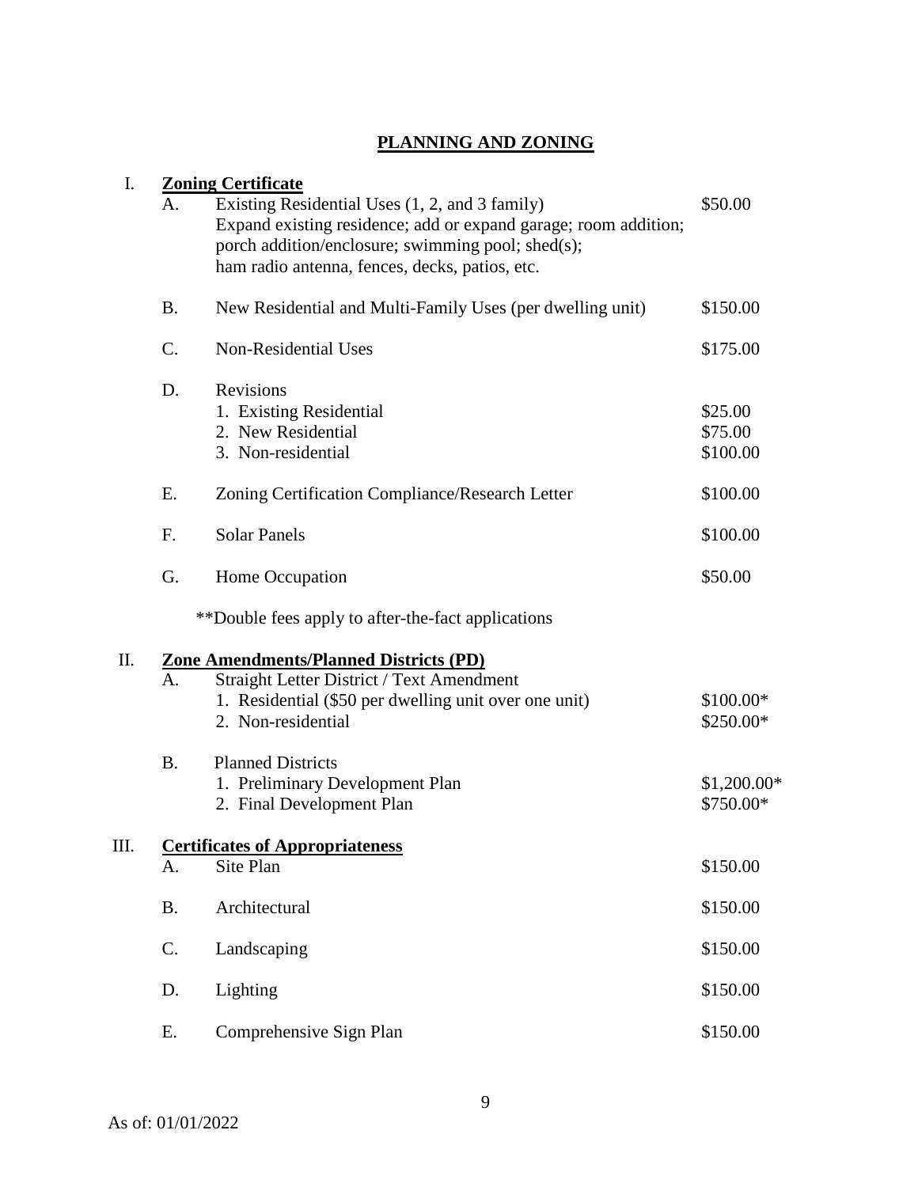# PLANNING AND ZONING

I. **Zoning Certificate**

| | | |
|---|---|---|
| A. | Existing Residential Uses (1, 2, and 3 family) Expand existing residence; add or expand garage; room addition; porch addition/enclosure; swimming pool; shed(s); ham radio antenna, fences, decks, patios, etc. | $50.00 |
| B. | New Residential and Multi-Family Uses (per dwelling unit) | $150.00 |
| C. | Non-Residential Uses | $175.00 |
| D. | Revisions | |
| | 1. Existing Residential | $25.00 |
| | 2. New Residential | $75.00 |
| | 3. Non-residential | $100.00 |
| E. | Zoning Certification Compliance/Research Letter | $100.00 |
| F. | Solar Panels | $100.00 |
| G. | Home Occupation | $50.00 |

**Double fees apply to after-the-fact applications

II. **Zone Amendments/Planned Districts (PD)**

| | | |
|---|---|---|
| A. | Straight Letter District / Text Amendment | |
| | 1. Residential ($50 per dwelling unit over one unit) | $100.00* |
| | 2. Non-residential | $250.00* |
| B. | Planned Districts | |
| | 1. Preliminary Development Plan | $1,200.00* |
| | 2. Final Development Plan | $750.00* |

III. **Certificates of Appropriateness**

| | | |
|---|---|---|
| A. | Site Plan | $150.00 |
| B. | Architectural | $150.00 |
| C. | Landscaping | $150.00 |
| D. | Lighting | $150.00 |
| E. | Comprehensive Sign Plan | $150.00 |

As of: 01/01/2022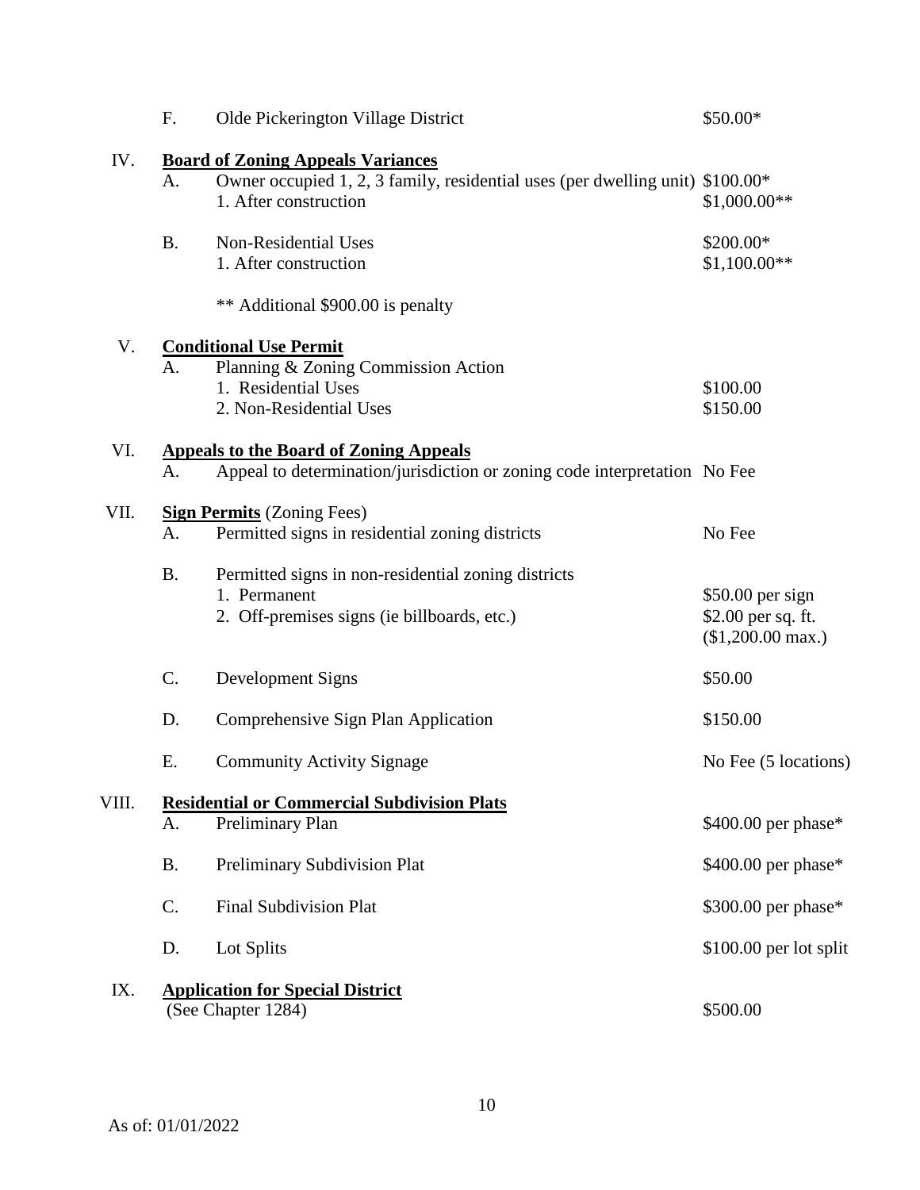| | | | |
|---|---|---|---|
| | F. | Olde Pickerington Village District | $50.00* |
| IV. | | **Board of Zoning Appeals Variances** | |
| | A. | Owner occupied 1, 2, 3 family, residential uses (per dwelling unit) | $100.00* |
| | | 1. After construction | $1,000.00** |
| | B. | Non-Residential Uses | $200.00* |
| | | 1. After construction | $1,100.00** |
| | | ** Additional $900.00 is penalty | |
| V. | | **Conditional Use Permit** | |
| | A. | Planning & Zoning Commission Action | |
| | | 1. Residential Uses | $100.00 |
| | | 2. Non-Residential Uses | $150.00 |
| VI. | | **Appeals to the Board of Zoning Appeals** | |
| | A. | Appeal to determination/jurisdiction or zoning code interpretation | No Fee |
| VII. | | **Sign Permits** (Zoning Fees) | |
| | A. | Permitted signs in residential zoning districts | No Fee |
| | B. | Permitted signs in non-residential zoning districts | |
| | | 1. Permanent | $50.00 per sign |
| | | 2. Off-premises signs (ie billboards, etc.) | $2.00 per sq. ft. ($1,200.00 max.) |
| | C. | Development Signs | $50.00 |
| | D. | Comprehensive Sign Plan Application | $150.00 |
| | E. | Community Activity Signage | No Fee (5 locations) |
| VIII. | | **Residential or Commercial Subdivision Plats** | |
| | A. | Preliminary Plan | $400.00 per phase* |
| | B. | Preliminary Subdivision Plat | $400.00 per phase* |
| | C. | Final Subdivision Plat | $300.00 per phase* |
| | D. | Lot Splits | $100.00 per lot split |
| IX. | | **Application for Special District** (See Chapter 1284) | $500.00 |

As of: 01/01/2022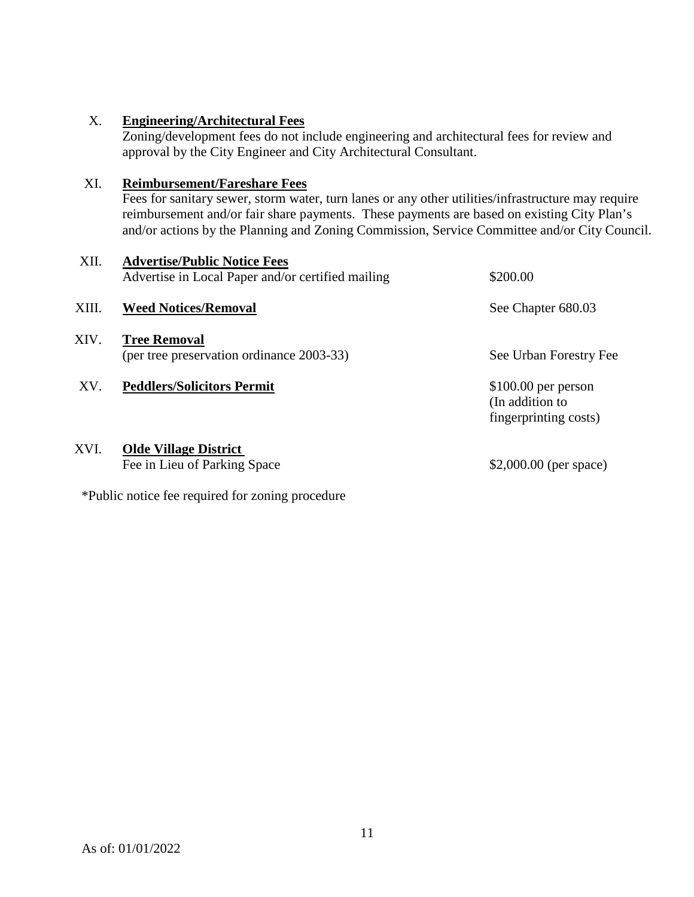X. **Engineering/Architectural Fees**

Zoning/development fees do not include engineering and architectural fees for review and approval by the City Engineer and City Architectural Consultant.

XI. **Reimbursement/Fareshare Fees**

Fees for sanitary sewer, storm water, turn lanes or any other utilities/infrastructure may require reimbursement and/or fair share payments. These payments are based on existing City Plan's and/or actions by the Planning and Zoning Commission, Service Committee and/or City Council.

| | | |
|---|---|---|
| XII. | **Advertise/Public Notice Fees**<br>Advertise in Local Paper and/or certified mailing | \$200.00 |
| XIII. | **Weed Notices/Removal** | See Chapter 680.03 |
| XIV. | **Tree Removal**<br>(per tree preservation ordinance 2003-33) | See Urban Forestry Fee |
| XV. | **Peddlers/Solicitors Permit** | \$100.00 per person (In addition to fingerprinting costs) |
| XVI. | **Olde Village District**<br>Fee in Lieu of Parking Space | \$2,000.00 (per space) |

*Public notice fee required for zoning procedure

As of: 01/01/2022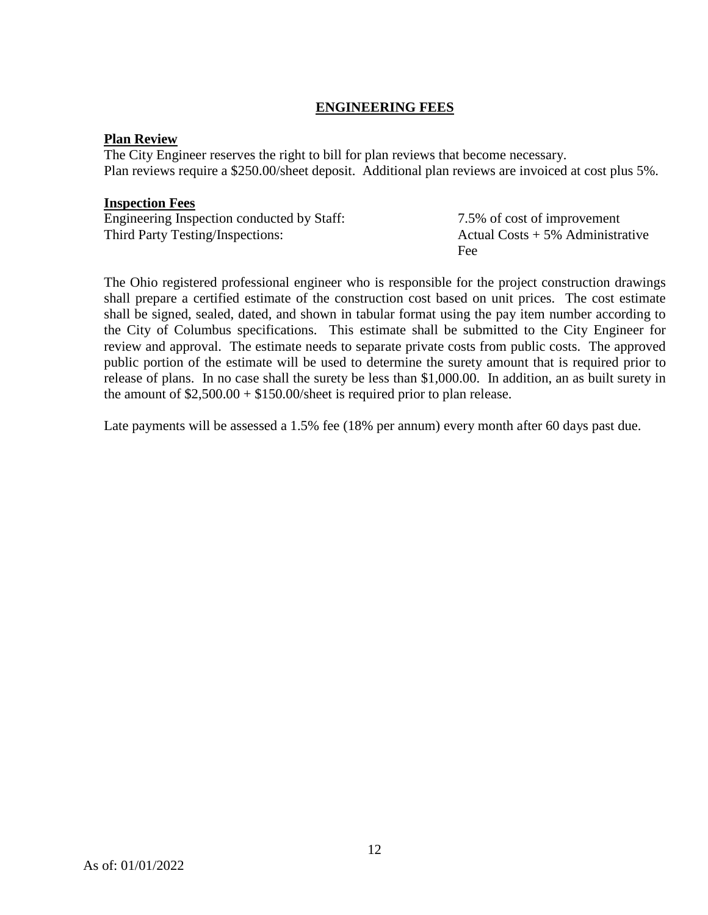# ENGINEERING FEES

**Plan Review**

The City Engineer reserves the right to bill for plan reviews that become necessary.
Plan reviews require a $250.00/sheet deposit. Additional plan reviews are invoiced at cost plus 5%.

**Inspection Fees**

| | |
|---|---|
| Engineering Inspection conducted by Staff: | 7.5% of cost of improvement |
| Third Party Testing/Inspections: | Actual Costs + 5% Administrative Fee |

The Ohio registered professional engineer who is responsible for the project construction drawings shall prepare a certified estimate of the construction cost based on unit prices. The cost estimate shall be signed, sealed, dated, and shown in tabular format using the pay item number according to the City of Columbus specifications. This estimate shall be submitted to the City Engineer for review and approval. The estimate needs to separate private costs from public costs. The approved public portion of the estimate will be used to determine the surety amount that is required prior to release of plans. In no case shall the surety be less than $1,000.00. In addition, an as built surety in the amount of $2,500.00 + $150.00/sheet is required prior to plan release.

Late payments will be assessed a 1.5% fee (18% per annum) every month after 60 days past due.

As of: 01/01/2022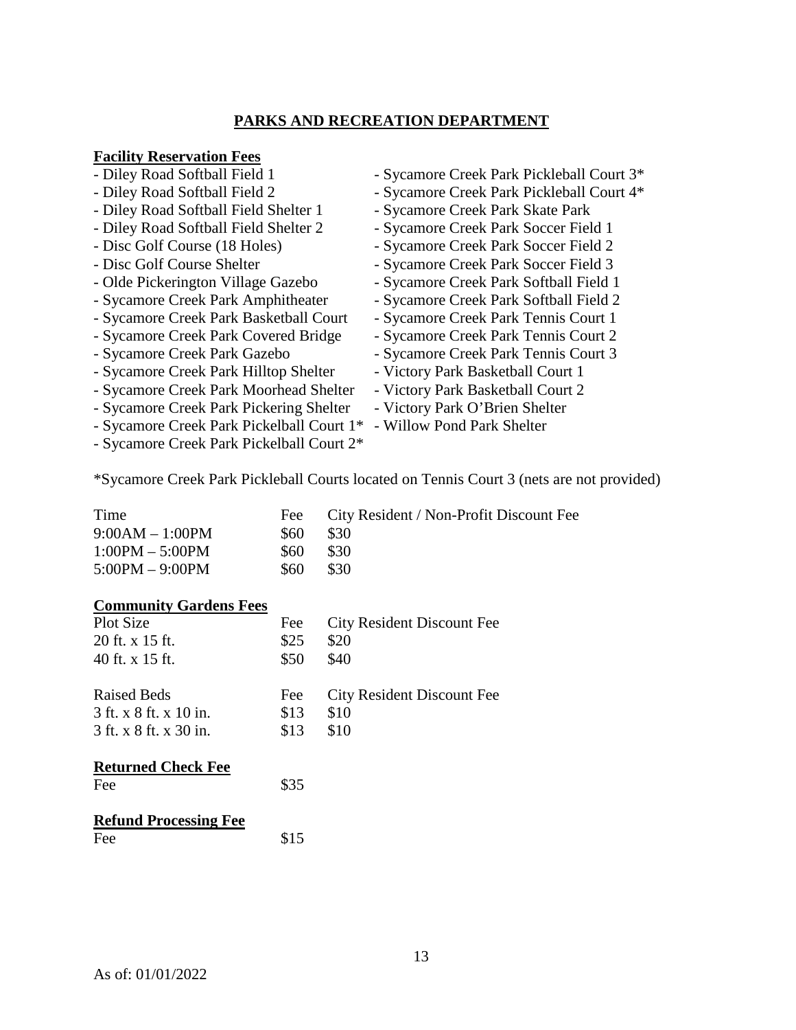# PARKS AND RECREATION DEPARTMENT

## Facility Reservation Fees

- Diley Road Softball Field 1
- Diley Road Softball Field 2
- Diley Road Softball Field Shelter 1
- Diley Road Softball Field Shelter 2
- Disc Golf Course (18 Holes)
- Disc Golf Course Shelter
- Olde Pickerington Village Gazebo
- Sycamore Creek Park Amphitheater
- Sycamore Creek Park Basketball Court
- Sycamore Creek Park Covered Bridge
- Sycamore Creek Park Gazebo
- Sycamore Creek Park Hilltop Shelter
- Sycamore Creek Park Moorhead Shelter
- Sycamore Creek Park Pickering Shelter
- Sycamore Creek Park Pickelball Court 1*
- Sycamore Creek Park Pickelball Court 2*
- Sycamore Creek Park Pickleball Court 3*
- Sycamore Creek Park Pickleball Court 4*
- Sycamore Creek Park Skate Park
- Sycamore Creek Park Soccer Field 1
- Sycamore Creek Park Soccer Field 2
- Sycamore Creek Park Soccer Field 3
- Sycamore Creek Park Softball Field 1
- Sycamore Creek Park Softball Field 2
- Sycamore Creek Park Tennis Court 1
- Sycamore Creek Park Tennis Court 2
- Sycamore Creek Park Tennis Court 3
- Victory Park Basketball Court 1
- Victory Park Basketball Court 2
- Victory Park O'Brien Shelter
- Willow Pond Park Shelter

*Sycamore Creek Park Pickleball Courts located on Tennis Court 3 (nets are not provided)

| Time | Fee | City Resident / Non-Profit Discount Fee |
|---|---|---|
| 9:00AM – 1:00PM | $60 | $30 |
| 1:00PM – 5:00PM | $60 | $30 |
| 5:00PM – 9:00PM | $60 | $30 |

## Community Gardens Fees

| Plot Size | Fee | City Resident Discount Fee |
|---|---|---|
| 20 ft. x 15 ft. | $25 | $20 |
| 40 ft. x 15 ft. | $50 | $40 |

| Raised Beds | Fee | City Resident Discount Fee |
|---|---|---|
| 3 ft. x 8 ft. x 10 in. | $13 | $10 |
| 3 ft. x 8 ft. x 30 in. | $13 | $10 |

## Returned Check Fee

| Fee | $35 |
|---|---|

## Refund Processing Fee

| Fee | $15 |
|---|---|

As of: 01/01/2022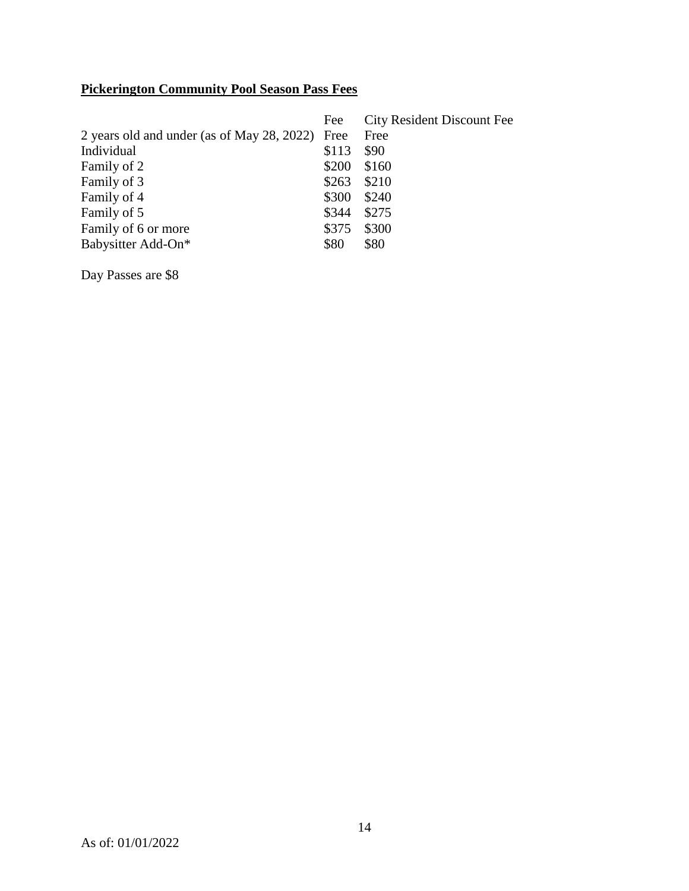**Pickerington Community Pool Season Pass Fees**

| | Fee | City Resident Discount Fee |
|---|---|---|
| 2 years old and under (as of May 28, 2022) | Free | Free |
| Individual | $113 | $90 |
| Family of 2 | $200 | $160 |
| Family of 3 | $263 | $210 |
| Family of 4 | $300 | $240 |
| Family of 5 | $344 | $275 |
| Family of 6 or more | $375 | $300 |
| Babysitter Add-On* | $80 | $80 |

Day Passes are $8

As of: 01/01/2022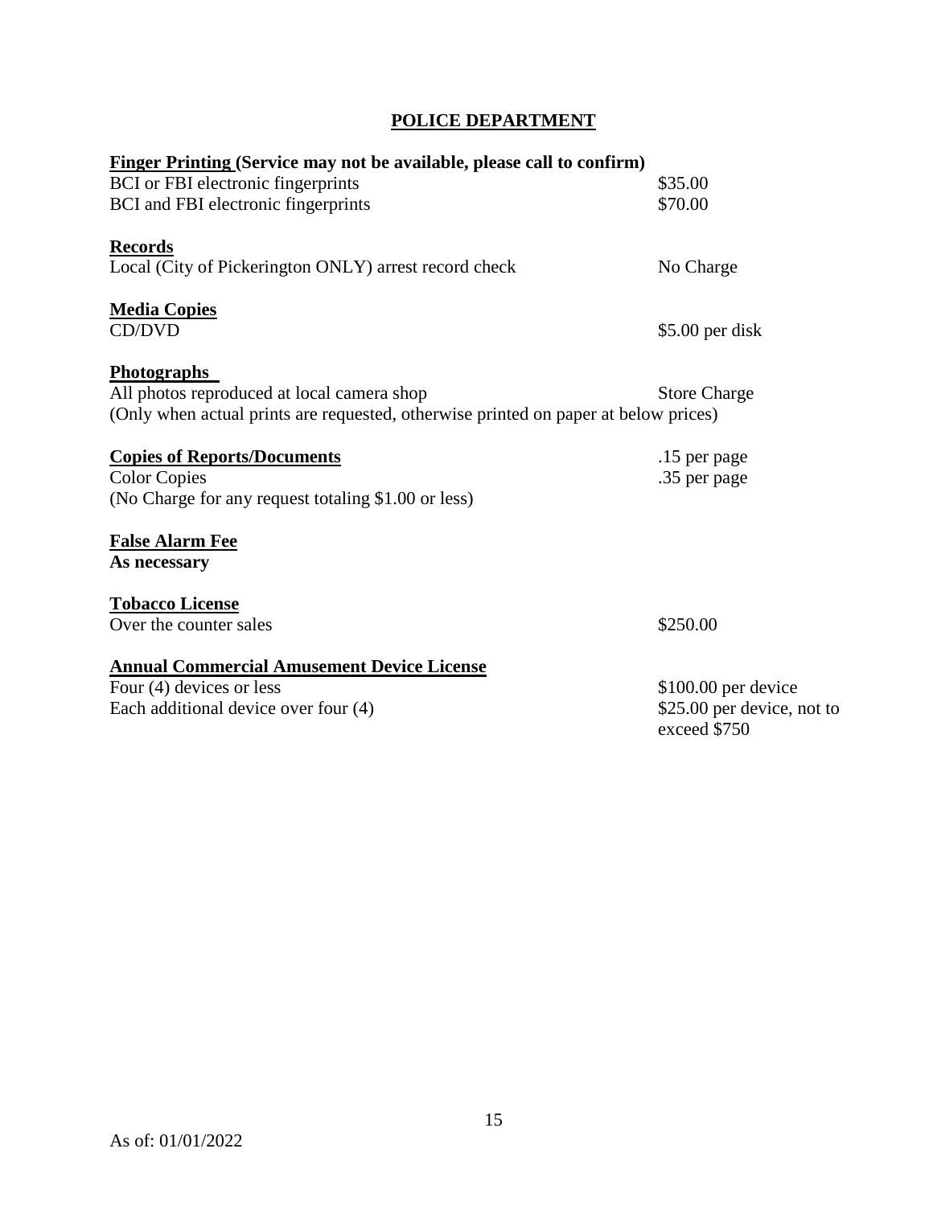# POLICE DEPARTMENT

**Finger Printing (Service may not be available, please call to confirm)**

| | |
|---|---|
| BCI or FBI electronic fingerprints | $35.00 |
| BCI and FBI electronic fingerprints | $70.00 |

**Records**

| | |
|---|---|
| Local (City of Pickerington ONLY) arrest record check | No Charge |

**Media Copies**

| | |
|---|---|
| CD/DVD | $5.00 per disk |

**Photographs**

| | |
|---|---|
| All photos reproduced at local camera shop | Store Charge |

(Only when actual prints are requested, otherwise printed on paper at below prices)

| | |
|---|---|
| **Copies of Reports/Documents** | .15 per page |
| Color Copies | .35 per page |

(No Charge for any request totaling $1.00 or less)

**False Alarm Fee**
**As necessary**

**Tobacco License**

| | |
|---|---|
| Over the counter sales | $250.00 |

**Annual Commercial Amusement Device License**

| | |
|---|---|
| Four (4) devices or less | $100.00 per device |
| Each additional device over four (4) | $25.00 per device, not to exceed $750 |

As of: 01/01/2022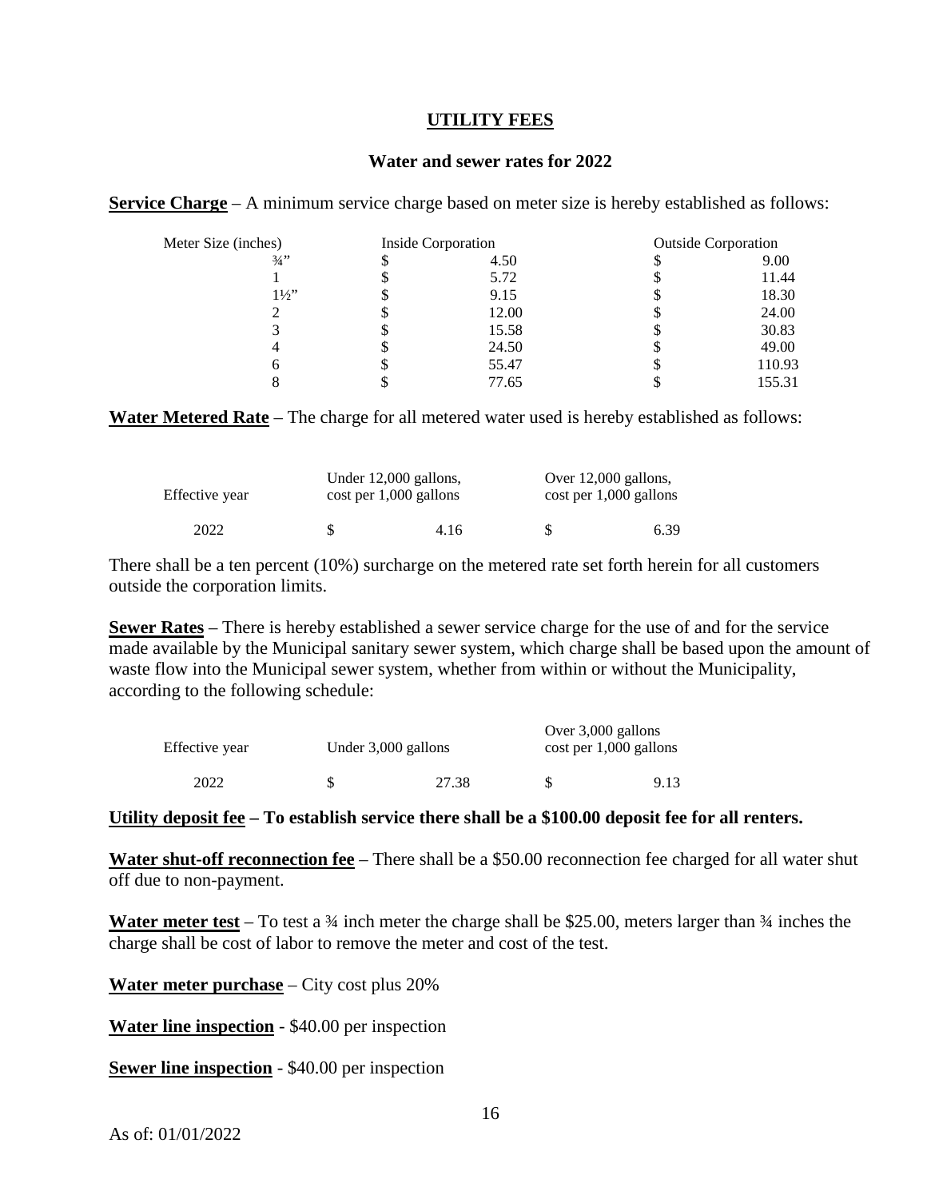# UTILITY FEES

## Water and sewer rates for 2022

**Service Charge** – A minimum service charge based on meter size is hereby established as follows:

| Meter Size (inches) | Inside Corporation | Outside Corporation |
|---|---|---|
| ¾" | $ 4.50 | $ 9.00 |
| 1 | $ 5.72 | $ 11.44 |
| 1½" | $ 9.15 | $ 18.30 |
| 2 | $ 12.00 | $ 24.00 |
| 3 | $ 15.58 | $ 30.83 |
| 4 | $ 24.50 | $ 49.00 |
| 6 | $ 55.47 | $ 110.93 |
| 8 | $ 77.65 | $ 155.31 |

**Water Metered Rate** – The charge for all metered water used is hereby established as follows:

| Effective year | Under 12,000 gallons, cost per 1,000 gallons | Over 12,000 gallons, cost per 1,000 gallons |
|---|---|---|
| 2022 | $ 4.16 | $ 6.39 |

There shall be a ten percent (10%) surcharge on the metered rate set forth herein for all customers outside the corporation limits.

**Sewer Rates** – There is hereby established a sewer service charge for the use of and for the service made available by the Municipal sanitary sewer system, which charge shall be based upon the amount of waste flow into the Municipal sewer system, whether from within or without the Municipality, according to the following schedule:

| Effective year | Under 3,000 gallons | Over 3,000 gallons cost per 1,000 gallons |
|---|---|---|
| 2022 | $ 27.38 | $ 9.13 |

**Utility deposit fee – To establish service there shall be a $100.00 deposit fee for all renters.**

**Water shut-off reconnection fee** – There shall be a $50.00 reconnection fee charged for all water shut off due to non-payment.

**Water meter test** – To test a ¾ inch meter the charge shall be $25.00, meters larger than ¾ inches the charge shall be cost of labor to remove the meter and cost of the test.

**Water meter purchase** – City cost plus 20%

**Water line inspection** - $40.00 per inspection

**Sewer line inspection** - $40.00 per inspection

As of: 01/01/2022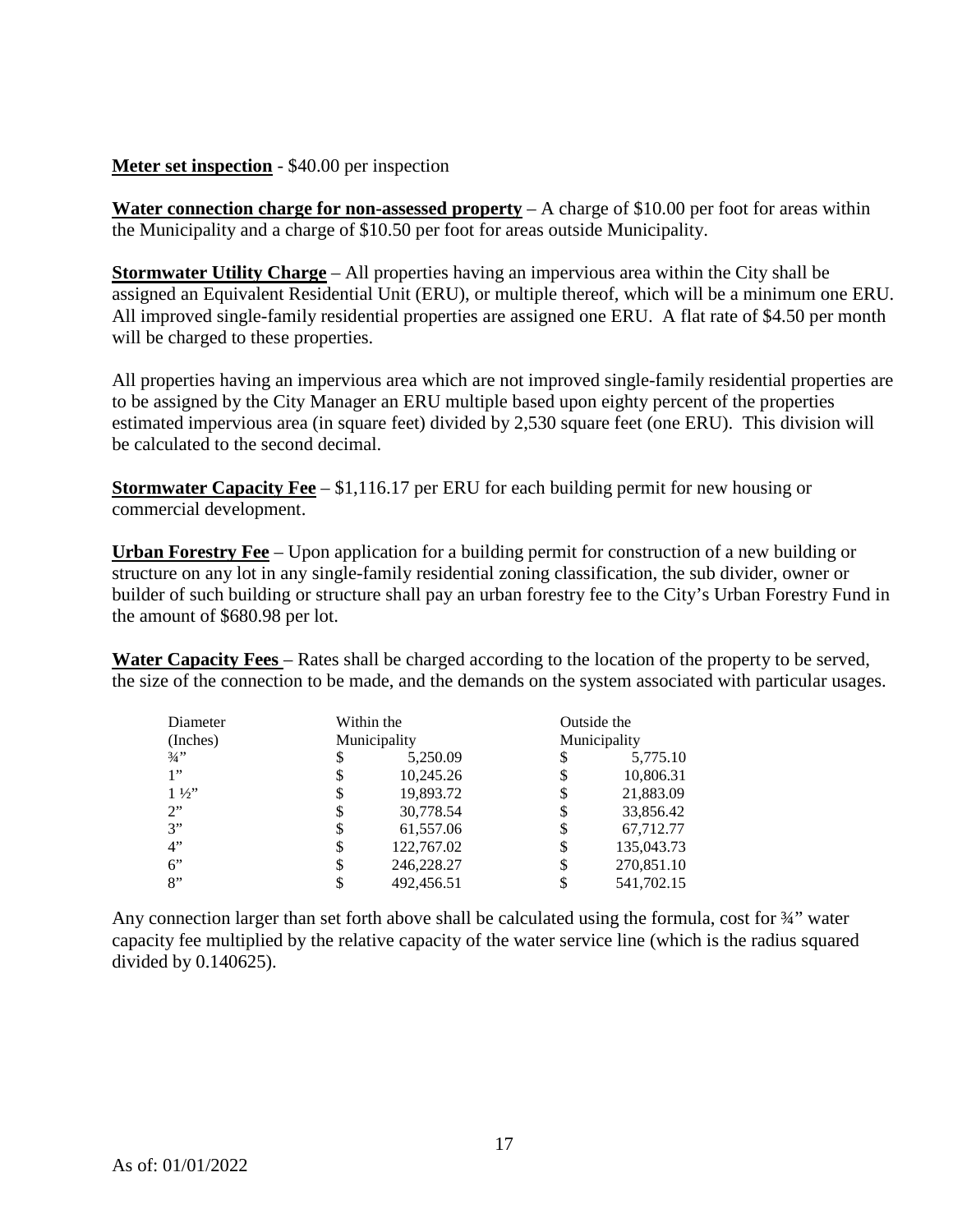**Meter set inspection** - $40.00 per inspection

**Water connection charge for non-assessed property** – A charge of $10.00 per foot for areas within the Municipality and a charge of $10.50 per foot for areas outside Municipality.

**Stormwater Utility Charge** – All properties having an impervious area within the City shall be assigned an Equivalent Residential Unit (ERU), or multiple thereof, which will be a minimum one ERU. All improved single-family residential properties are assigned one ERU. A flat rate of $4.50 per month will be charged to these properties.

All properties having an impervious area which are not improved single-family residential properties are to be assigned by the City Manager an ERU multiple based upon eighty percent of the properties estimated impervious area (in square feet) divided by 2,530 square feet (one ERU). This division will be calculated to the second decimal.

**Stormwater Capacity Fee** – $1,116.17 per ERU for each building permit for new housing or commercial development.

**Urban Forestry Fee** – Upon application for a building permit for construction of a new building or structure on any lot in any single-family residential zoning classification, the sub divider, owner or builder of such building or structure shall pay an urban forestry fee to the City's Urban Forestry Fund in the amount of $680.98 per lot.

**Water Capacity Fees** – Rates shall be charged according to the location of the property to be served, the size of the connection to be made, and the demands on the system associated with particular usages.

| Diameter (Inches) | Within the Municipality | Outside the Municipality |
|---|---|---|
| ¾" | $ 5,250.09 | $ 5,775.10 |
| 1" | $ 10,245.26 | $ 10,806.31 |
| 1 ½" | $ 19,893.72 | $ 21,883.09 |
| 2" | $ 30,778.54 | $ 33,856.42 |
| 3" | $ 61,557.06 | $ 67,712.77 |
| 4" | $ 122,767.02 | $ 135,043.73 |
| 6" | $ 246,228.27 | $ 270,851.10 |
| 8" | $ 492,456.51 | $ 541,702.15 |

Any connection larger than set forth above shall be calculated using the formula, cost for ¾" water capacity fee multiplied by the relative capacity of the water service line (which is the radius squared divided by 0.140625).

As of: 01/01/2022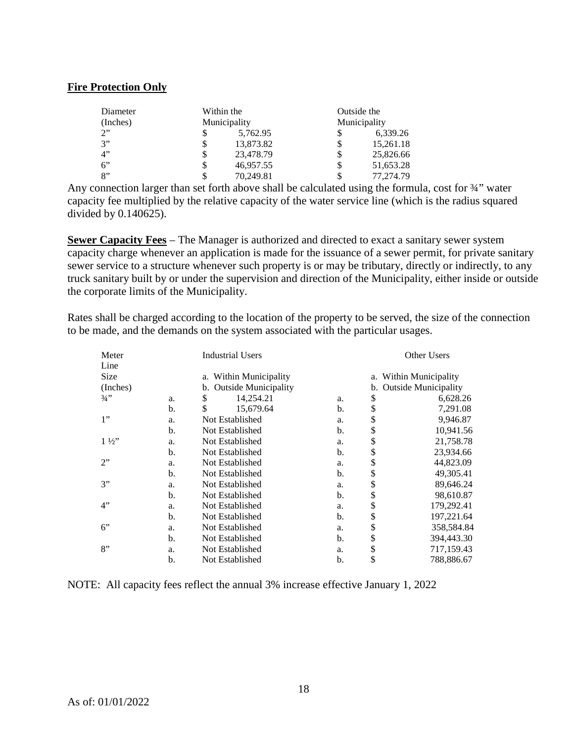**Fire Protection Only**

| Diameter (Inches) | Within the Municipality | Outside the Municipality |
|---|---|---|
| 2" | $ 5,762.95 | $ 6,339.26 |
| 3" | $ 13,873.82 | $ 15,261.18 |
| 4" | $ 23,478.79 | $ 25,826.66 |
| 6" | $ 46,957.55 | $ 51,653.28 |
| 8" | $ 70,249.81 | $ 77,274.79 |

Any connection larger than set forth above shall be calculated using the formula, cost for ¾" water capacity fee multiplied by the relative capacity of the water service line (which is the radius squared divided by 0.140625).

**Sewer Capacity Fees** – The Manager is authorized and directed to exact a sanitary sewer system capacity charge whenever an application is made for the issuance of a sewer permit, for private sanitary sewer service to a structure whenever such property is or may be tributary, directly or indirectly, to any truck sanitary built by or under the supervision and direction of the Municipality, either inside or outside the corporate limits of the Municipality.

Rates shall be charged according to the location of the property to be served, the size of the connection to be made, and the demands on the system associated with the particular usages.

| Meter Line Size (Inches) | | Industrial Users<br>a. Within Municipality<br>b. Outside Municipality | | Other Users<br>a. Within Municipality<br>b. Outside Municipality |
|---|---|---|---|---|
| ¾" | a. | $ 14,254.21 | a. | $ 6,628.26 |
| | b. | $ 15,679.64 | b. | $ 7,291.08 |
| 1" | a. | Not Established | a. | $ 9,946.87 |
| | b. | Not Established | b. | $ 10,941.56 |
| 1 ½" | a. | Not Established | a. | $ 21,758.78 |
| | b. | Not Established | b. | $ 23,934.66 |
| 2" | a. | Not Established | a. | $ 44,823.09 |
| | b. | Not Established | b. | $ 49,305.41 |
| 3" | a. | Not Established | a. | $ 89,646.24 |
| | b. | Not Established | b. | $ 98,610.87 |
| 4" | a. | Not Established | a. | $ 179,292.41 |
| | b. | Not Established | b. | $ 197,221.64 |
| 6" | a. | Not Established | a. | $ 358,584.84 |
| | b. | Not Established | b. | $ 394,443.30 |
| 8" | a. | Not Established | a. | $ 717,159.43 |
| | b. | Not Established | b. | $ 788,886.67 |

NOTE: All capacity fees reflect the annual 3% increase effective January 1, 2022